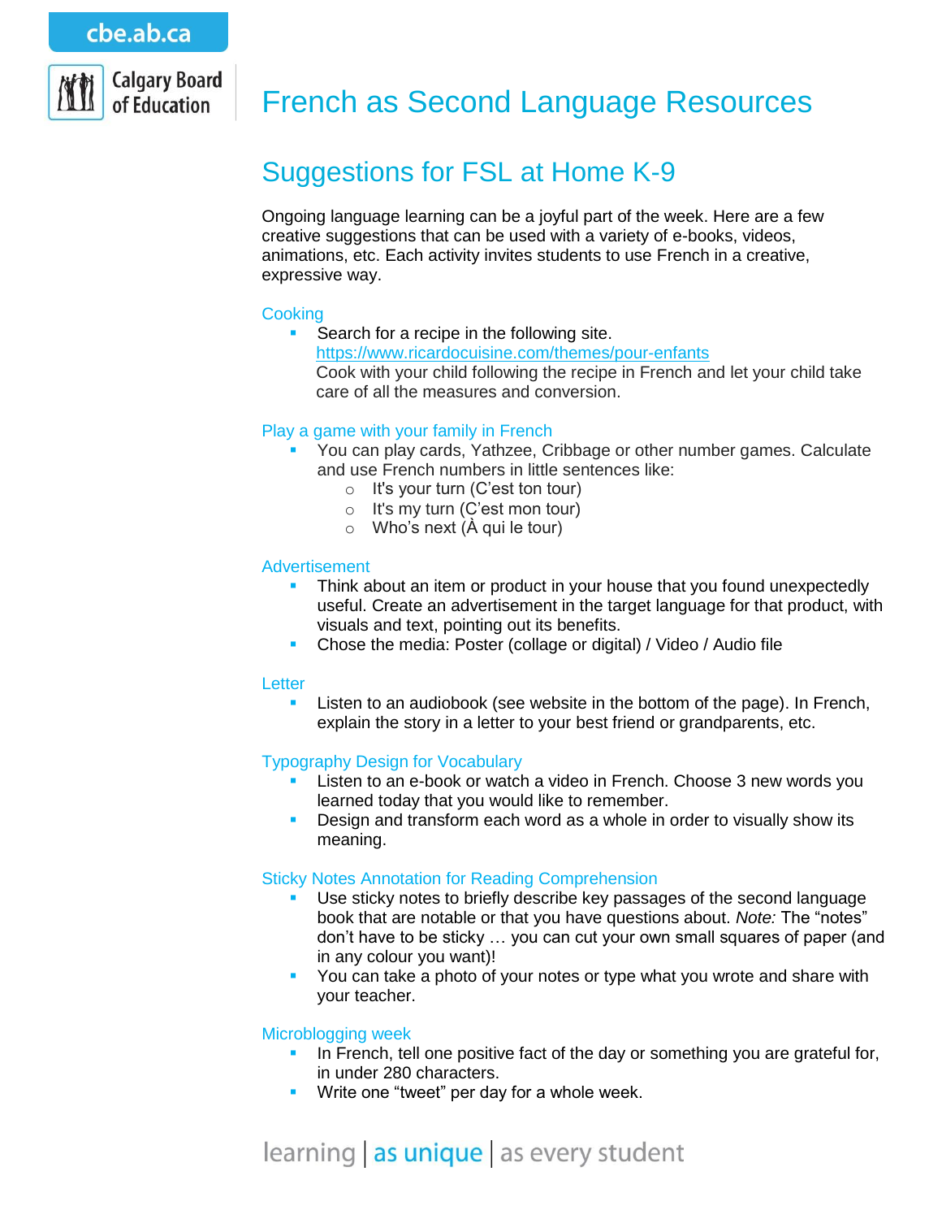# French as Second Language Resources

## Suggestions for FSL at Home K-9

Ongoing language learning can be a joyful part of the week. Here are a few creative suggestions that can be used with a variety of e-books, videos, animations, etc. Each activity invites students to use French in a creative, expressive way.

### Cooking

- Search for a recipe in the following site. https://www.ricardocuisine.com/themes/pour-enfants
  Cook with your child following the recipe in French and let your child take care of all the measures and conversion.

### Play a game with your family in French

- You can play cards, Yathzee, Cribbage or other number games. Calculate and use French numbers in little sentences like:
  - It's your turn (C'est ton tour)
  - It's my turn (C'est mon tour)
  - Who's next (À qui le tour)

### Advertisement

- Think about an item or product in your house that you found unexpectedly useful. Create an advertisement in the target language for that product, with visuals and text, pointing out its benefits.
- Chose the media: Poster (collage or digital) / Video / Audio file

### Letter

- Listen to an audiobook (see website in the bottom of the page). In French, explain the story in a letter to your best friend or grandparents, etc.

### Typography Design for Vocabulary

- Listen to an e-book or watch a video in French. Choose 3 new words you learned today that you would like to remember.
- Design and transform each word as a whole in order to visually show its meaning.

### Sticky Notes Annotation for Reading Comprehension

- Use sticky notes to briefly describe key passages of the second language book that are notable or that you have questions about. *Note:* The "notes" don't have to be sticky … you can cut your own small squares of paper (and in any colour you want)!
- You can take a photo of your notes or type what you wrote and share with your teacher.

### Microblogging week

- In French, tell one positive fact of the day or something you are grateful for, in under 280 characters.
- Write one "tweet" per day for a whole week.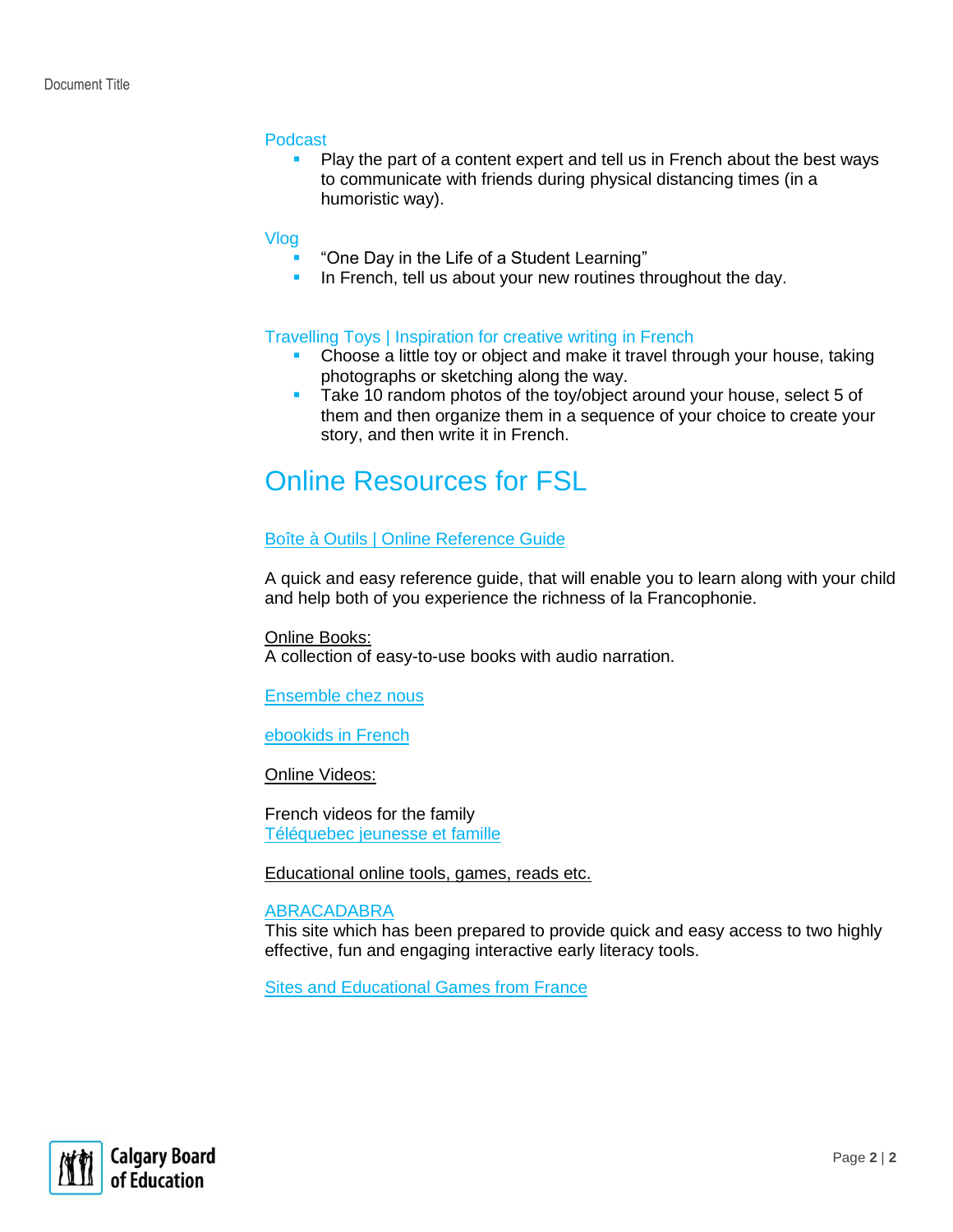### Podcast

- Play the part of a content expert and tell us in French about the best ways to communicate with friends during physical distancing times (in a humoristic way).

### Vlog

- "One Day in the Life of a Student Learning"
- In French, tell us about your new routines throughout the day.

### Travelling Toys | Inspiration for creative writing in French

- Choose a little toy or object and make it travel through your house, taking photographs or sketching along the way.
- Take 10 random photos of the toy/object around your house, select 5 of them and then organize them in a sequence of your choice to create your story, and then write it in French.

## Online Resources for FSL

Boîte à Outils | Online Reference Guide

A quick and easy reference guide, that will enable you to learn along with your child and help both of you experience the richness of la Francophonie.

Online Books:
A collection of easy-to-use books with audio narration.

Ensemble chez nous

ebookids in French

Online Videos:

French videos for the family
Téléquebec jeunesse et famille

Educational online tools, games, reads etc.

ABRACADABRA
This site which has been prepared to provide quick and easy access to two highly effective, fun and engaging interactive early literacy tools.

Sites and Educational Games from France